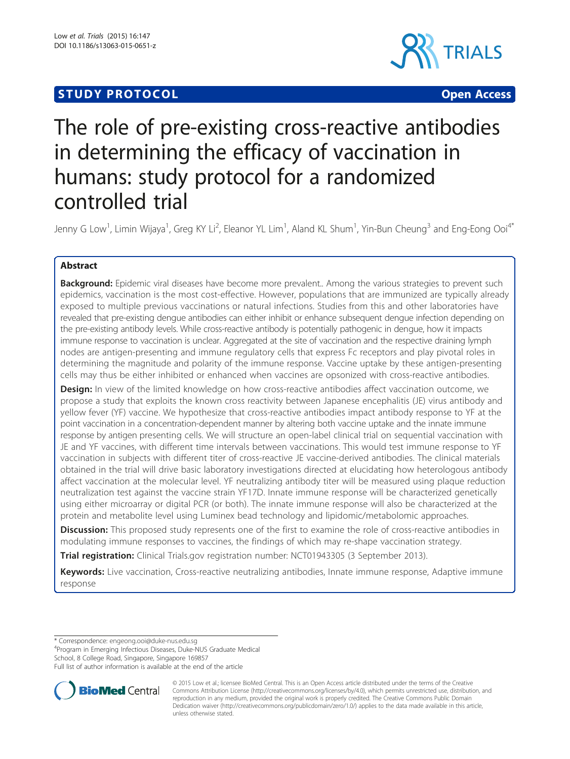STUDY PROTOCOL **Open Access**

# The role of pre-existing cross-reactive antibodies in determining the efficacy of vaccination in humans: study protocol for a randomized controlled trial

Jenny G Low[1], Limin Wijaya[1], Greg KY Li[2], Eleanor YL Lim[1], Aland KL Shum[1], Yin-Bun Cheung[3] and Eng-Eong Ooi[4*]

## Abstract

**Background:** Epidemic viral diseases have become more prevalent.. Among the various strategies to prevent such epidemics, vaccination is the most cost-effective. However, populations that are immunized are typically already exposed to multiple previous vaccinations or natural infections. Studies from this and other laboratories have revealed that pre-existing dengue antibodies can either inhibit or enhance subsequent dengue infection depending on the pre-existing antibody levels. While cross-reactive antibody is potentially pathogenic in dengue, how it impacts immune response to vaccination is unclear. Aggregated at the site of vaccination and the respective draining lymph nodes are antigen-presenting and immune regulatory cells that express Fc receptors and play pivotal roles in determining the magnitude and polarity of the immune response. Vaccine uptake by these antigen-presenting cells may thus be either inhibited or enhanced when vaccines are opsonized with cross-reactive antibodies.

**Design:** In view of the limited knowledge on how cross-reactive antibodies affect vaccination outcome, we propose a study that exploits the known cross reactivity between Japanese encephalitis (JE) virus antibody and yellow fever (YF) vaccine. We hypothesize that cross-reactive antibodies impact antibody response to YF at the point vaccination in a concentration-dependent manner by altering both vaccine uptake and the innate immune response by antigen presenting cells. We will structure an open-label clinical trial on sequential vaccination with JE and YF vaccines, with different time intervals between vaccinations. This would test immune response to YF vaccination in subjects with different titer of cross-reactive JE vaccine-derived antibodies. The clinical materials obtained in the trial will drive basic laboratory investigations directed at elucidating how heterologous antibody affect vaccination at the molecular level. YF neutralizing antibody titer will be measured using plaque reduction neutralization test against the vaccine strain YF17D. Innate immune response will be characterized genetically using either microarray or digital PCR (or both). The innate immune response will also be characterized at the protein and metabolite level using Luminex bead technology and lipidomic/metabolomic approaches.

**Discussion:** This proposed study represents one of the first to examine the role of cross-reactive antibodies in modulating immune responses to vaccines, the findings of which may re-shape vaccination strategy.

**Trial registration:** Clinical Trials.gov registration number: NCT01943305 (3 September 2013).

**Keywords:** Live vaccination, Cross-reactive neutralizing antibodies, Innate immune response, Adaptive immune response

---

\* Correspondence: engeong.ooi@duke-nus.edu.sg
[4]Program in Emerging Infectious Diseases, Duke-NUS Graduate Medical School, 8 College Road, Singapore, Singapore 169857
Full list of author information is available at the end of the article

© 2015 Low et al.; licensee BioMed Central. This is an Open Access article distributed under the terms of the Creative Commons Attribution License (http://creativecommons.org/licenses/by/4.0), which permits unrestricted use, distribution, and reproduction in any medium, provided the original work is properly credited. The Creative Commons Public Domain Dedication waiver (http://creativecommons.org/publicdomain/zero/1.0/) applies to the data made available in this article, unless otherwise stated.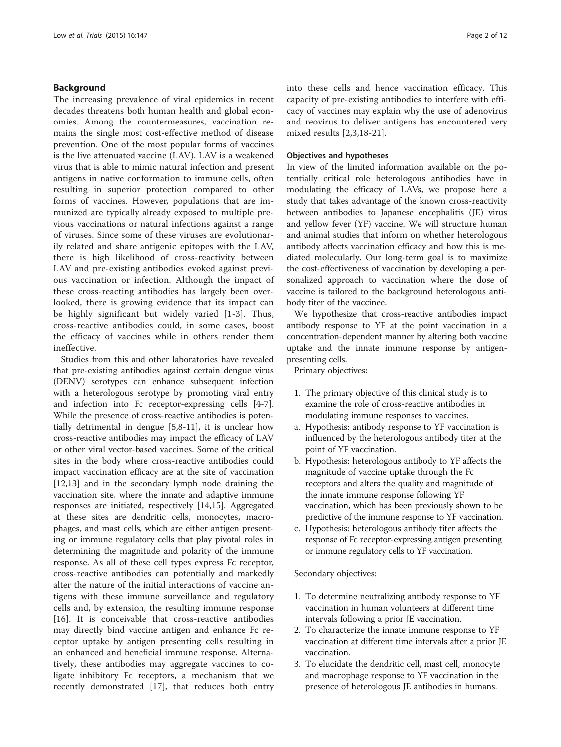## Background

The increasing prevalence of viral epidemics in recent decades threatens both human health and global economies. Among the countermeasures, vaccination remains the single most cost-effective method of disease prevention. One of the most popular forms of vaccines is the live attenuated vaccine (LAV). LAV is a weakened virus that is able to mimic natural infection and present antigens in native conformation to immune cells, often resulting in superior protection compared to other forms of vaccines. However, populations that are immunized are typically already exposed to multiple previous vaccinations or natural infections against a range of viruses. Since some of these viruses are evolutionarily related and share antigenic epitopes with the LAV, there is high likelihood of cross-reactivity between LAV and pre-existing antibodies evoked against previous vaccination or infection. Although the impact of these cross-reacting antibodies has largely been overlooked, there is growing evidence that its impact can be highly significant but widely varied [1-3]. Thus, cross-reactive antibodies could, in some cases, boost the efficacy of vaccines while in others render them ineffective.

Studies from this and other laboratories have revealed that pre-existing antibodies against certain dengue virus (DENV) serotypes can enhance subsequent infection with a heterologous serotype by promoting viral entry and infection into Fc receptor-expressing cells [4-7]. While the presence of cross-reactive antibodies is potentially detrimental in dengue [5,8-11], it is unclear how cross-reactive antibodies may impact the efficacy of LAV or other viral vector-based vaccines. Some of the critical sites in the body where cross-reactive antibodies could impact vaccination efficacy are at the site of vaccination [12,13] and in the secondary lymph node draining the vaccination site, where the innate and adaptive immune responses are initiated, respectively [14,15]. Aggregated at these sites are dendritic cells, monocytes, macrophages, and mast cells, which are either antigen presenting or immune regulatory cells that play pivotal roles in determining the magnitude and polarity of the immune response. As all of these cell types express Fc receptor, cross-reactive antibodies can potentially and markedly alter the nature of the initial interactions of vaccine antigens with these immune surveillance and regulatory cells and, by extension, the resulting immune response [16]. It is conceivable that cross-reactive antibodies may directly bind vaccine antigen and enhance Fc receptor uptake by antigen presenting cells resulting in an enhanced and beneficial immune response. Alternatively, these antibodies may aggregate vaccines to co-ligate inhibitory Fc receptors, a mechanism that we recently demonstrated [17], that reduces both entry into these cells and hence vaccination efficacy. This capacity of pre-existing antibodies to interfere with efficacy of vaccines may explain why the use of adenovirus and reovirus to deliver antigens has encountered very mixed results [2,3,18-21].

### Objectives and hypotheses

In view of the limited information available on the potentially critical role heterologous antibodies have in modulating the efficacy of LAVs, we propose here a study that takes advantage of the known cross-reactivity between antibodies to Japanese encephalitis (JE) virus and yellow fever (YF) vaccine. We will structure human and animal studies that inform on whether heterologous antibody affects vaccination efficacy and how this is mediated molecularly. Our long-term goal is to maximize the cost-effectiveness of vaccination by developing a personalized approach to vaccination where the dose of vaccine is tailored to the background heterologous antibody titer of the vaccinee.

We hypothesize that cross-reactive antibodies impact antibody response to YF at the point vaccination in a concentration-dependent manner by altering both vaccine uptake and the innate immune response by antigen-presenting cells.

Primary objectives:

1. The primary objective of this clinical study is to examine the role of cross-reactive antibodies in modulating immune responses to vaccines.
   a. Hypothesis: antibody response to YF vaccination is influenced by the heterologous antibody titer at the point of YF vaccination.
   b. Hypothesis: heterologous antibody to YF affects the magnitude of vaccine uptake through the Fc receptors and alters the quality and magnitude of the innate immune response following YF vaccination, which has been previously shown to be predictive of the immune response to YF vaccination.
   c. Hypothesis: heterologous antibody titer affects the response of Fc receptor-expressing antigen presenting or immune regulatory cells to YF vaccination.

Secondary objectives:

1. To determine neutralizing antibody response to YF vaccination in human volunteers at different time intervals following a prior JE vaccination.
2. To characterize the innate immune response to YF vaccination at different time intervals after a prior JE vaccination.
3. To elucidate the dendritic cell, mast cell, monocyte and macrophage response to YF vaccination in the presence of heterologous JE antibodies in humans.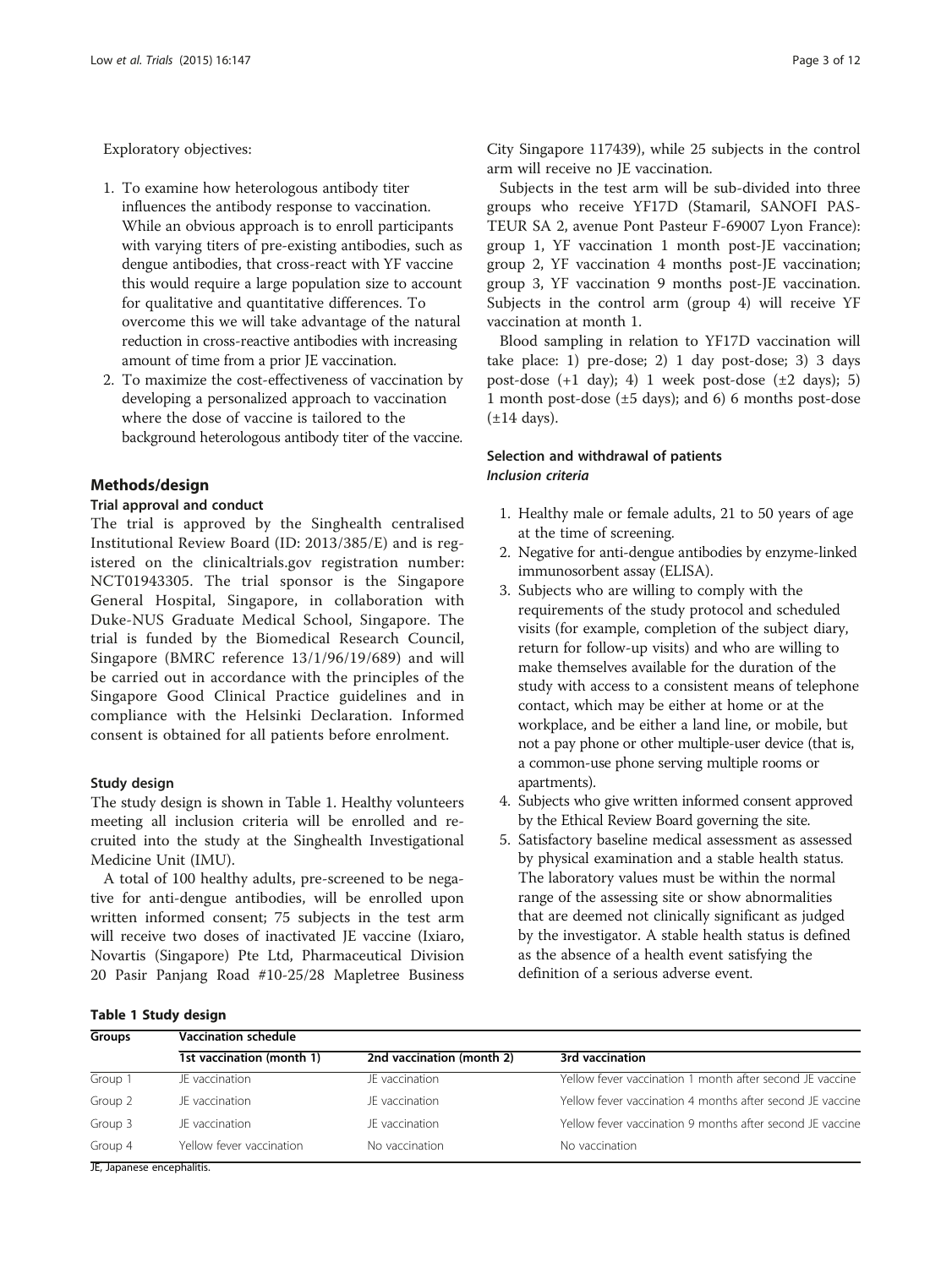Exploratory objectives:

1. To examine how heterologous antibody titer influences the antibody response to vaccination. While an obvious approach is to enroll participants with varying titers of pre-existing antibodies, such as dengue antibodies, that cross-react with YF vaccine this would require a large population size to account for qualitative and quantitative differences. To overcome this we will take advantage of the natural reduction in cross-reactive antibodies with increasing amount of time from a prior JE vaccination.
2. To maximize the cost-effectiveness of vaccination by developing a personalized approach to vaccination where the dose of vaccine is tailored to the background heterologous antibody titer of the vaccine.

## Methods/design

### Trial approval and conduct

The trial is approved by the Singhealth centralised Institutional Review Board (ID: 2013/385/E) and is registered on the clinicaltrials.gov registration number: NCT01943305. The trial sponsor is the Singapore General Hospital, Singapore, in collaboration with Duke-NUS Graduate Medical School, Singapore. The trial is funded by the Biomedical Research Council, Singapore (BMRC reference 13/1/96/19/689) and will be carried out in accordance with the principles of the Singapore Good Clinical Practice guidelines and in compliance with the Helsinki Declaration. Informed consent is obtained for all patients before enrolment.

### Study design

The study design is shown in Table 1. Healthy volunteers meeting all inclusion criteria will be enrolled and recruited into the study at the Singhealth Investigational Medicine Unit (IMU).

A total of 100 healthy adults, pre-screened to be negative for anti-dengue antibodies, will be enrolled upon written informed consent; 75 subjects in the test arm will receive two doses of inactivated JE vaccine (Ixiaro, Novartis (Singapore) Pte Ltd, Pharmaceutical Division 20 Pasir Panjang Road #10-25/28 Mapletree Business City Singapore 117439), while 25 subjects in the control arm will receive no JE vaccination.

Subjects in the test arm will be sub-divided into three groups who receive YF17D (Stamaril, SANOFI PASTEUR SA 2, avenue Pont Pasteur F-69007 Lyon France): group 1, YF vaccination 1 month post-JE vaccination; group 2, YF vaccination 4 months post-JE vaccination; group 3, YF vaccination 9 months post-JE vaccination. Subjects in the control arm (group 4) will receive YF vaccination at month 1.

Blood sampling in relation to YF17D vaccination will take place: 1) pre-dose; 2) 1 day post-dose; 3) 3 days post-dose (+1 day); 4) 1 week post-dose (±2 days); 5) 1 month post-dose (±5 days); and 6) 6 months post-dose (±14 days).

### Selection and withdrawal of patients

#### *Inclusion criteria*

1. Healthy male or female adults, 21 to 50 years of age at the time of screening.
2. Negative for anti-dengue antibodies by enzyme-linked immunosorbent assay (ELISA).
3. Subjects who are willing to comply with the requirements of the study protocol and scheduled visits (for example, completion of the subject diary, return for follow-up visits) and who are willing to make themselves available for the duration of the study with access to a consistent means of telephone contact, which may be either at home or at the workplace, and be either a land line, or mobile, but not a pay phone or other multiple-user device (that is, a common-use phone serving multiple rooms or apartments).
4. Subjects who give written informed consent approved by the Ethical Review Board governing the site.
5. Satisfactory baseline medical assessment as assessed by physical examination and a stable health status. The laboratory values must be within the normal range of the assessing site or show abnormalities that are deemed not clinically significant as judged by the investigator. A stable health status is defined as the absence of a health event satisfying the definition of a serious adverse event.

**Table 1 Study design**

| Groups | Vaccination schedule | | |
|---|---|---|---|
| | 1st vaccination (month 1) | 2nd vaccination (month 2) | 3rd vaccination |
| Group 1 | JE vaccination | JE vaccination | Yellow fever vaccination 1 month after second JE vaccine |
| Group 2 | JE vaccination | JE vaccination | Yellow fever vaccination 4 months after second JE vaccine |
| Group 3 | JE vaccination | JE vaccination | Yellow fever vaccination 9 months after second JE vaccine |
| Group 4 | Yellow fever vaccination | No vaccination | No vaccination |

JE, Japanese encephalitis.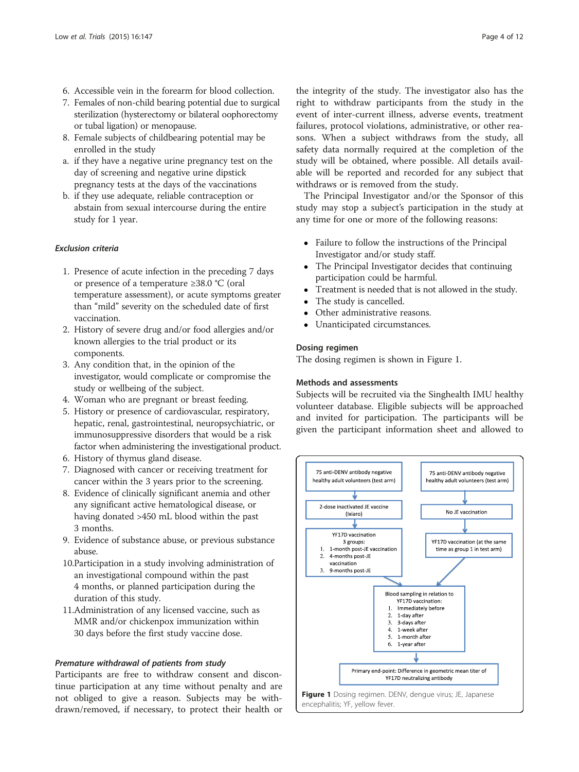6. Accessible vein in the forearm for blood collection.
7. Females of non-child bearing potential due to surgical sterilization (hysterectomy or bilateral oophorectomy or tubal ligation) or menopause.
8. Female subjects of childbearing potential may be enrolled in the study
   a. if they have a negative urine pregnancy test on the day of screening and negative urine dipstick pregnancy tests at the days of the vaccinations
   b. if they use adequate, reliable contraception or abstain from sexual intercourse during the entire study for 1 year.

#### *Exclusion criteria*

1. Presence of acute infection in the preceding 7 days or presence of a temperature ≥38.0 °C (oral temperature assessment), or acute symptoms greater than "mild" severity on the scheduled date of first vaccination.
2. History of severe drug and/or food allergies and/or known allergies to the trial product or its components.
3. Any condition that, in the opinion of the investigator, would complicate or compromise the study or wellbeing of the subject.
4. Woman who are pregnant or breast feeding.
5. History or presence of cardiovascular, respiratory, hepatic, renal, gastrointestinal, neuropsychiatric, or immunosuppressive disorders that would be a risk factor when administering the investigational product.
6. History of thymus gland disease.
7. Diagnosed with cancer or receiving treatment for cancer within the 3 years prior to the screening.
8. Evidence of clinically significant anemia and other any significant active hematological disease, or having donated >450 mL blood within the past 3 months.
9. Evidence of substance abuse, or previous substance abuse.
10. Participation in a study involving administration of an investigational compound within the past 4 months, or planned participation during the duration of this study.
11. Administration of any licensed vaccine, such as MMR and/or chickenpox immunization within 30 days before the first study vaccine dose.

#### *Premature withdrawal of patients from study*

Participants are free to withdraw consent and discontinue participation at any time without penalty and are not obliged to give a reason. Subjects may be withdrawn/removed, if necessary, to protect their health or the integrity of the study. The investigator also has the right to withdraw participants from the study in the event of inter-current illness, adverse events, treatment failures, protocol violations, administrative, or other reasons. When a subject withdraws from the study, all safety data normally required at the completion of the study will be obtained, where possible. All details available will be reported and recorded for any subject that withdraws or is removed from the study.

The Principal Investigator and/or the Sponsor of this study may stop a subject's participation in the study at any time for one or more of the following reasons:

- Failure to follow the instructions of the Principal Investigator and/or study staff.
- The Principal Investigator decides that continuing participation could be harmful.
- Treatment is needed that is not allowed in the study.
- The study is cancelled.
- Other administrative reasons.
- Unanticipated circumstances.

### Dosing regimen

The dosing regimen is shown in Figure 1.

### Methods and assessments

Subjects will be recruited via the Singhealth IMU healthy volunteer database. Eligible subjects will be approached and invited for participation. The participants will be given the participant information sheet and allowed to

75 anti-DENV antibody negative healthy adult volunteers (test arm) → 2-dose inactivated JE vaccine (Ixiaro) → YF17D vaccination 3 groups: 1. 1-month post-JE vaccination 2. 4-months post-JE vaccination 3. 9-months post-JE

75 anti-DENV antibody negative healthy adult volunteers (test arm) → No JE vaccination → YF17D vaccination (at the same time as group 1 in test arm)

Blood sampling in relation to YF17D vaccination: 1. Immediately before 2. 1-day after 3. 3-days after 4. 1-week after 5. 1-month after 6. 1-year after

Primary end-point: Difference in geometric mean titer of YF17D neutralizing antibody

**Figure 1** Dosing regimen. DENV, dengue virus; JE, Japanese encephalitis; YF, yellow fever.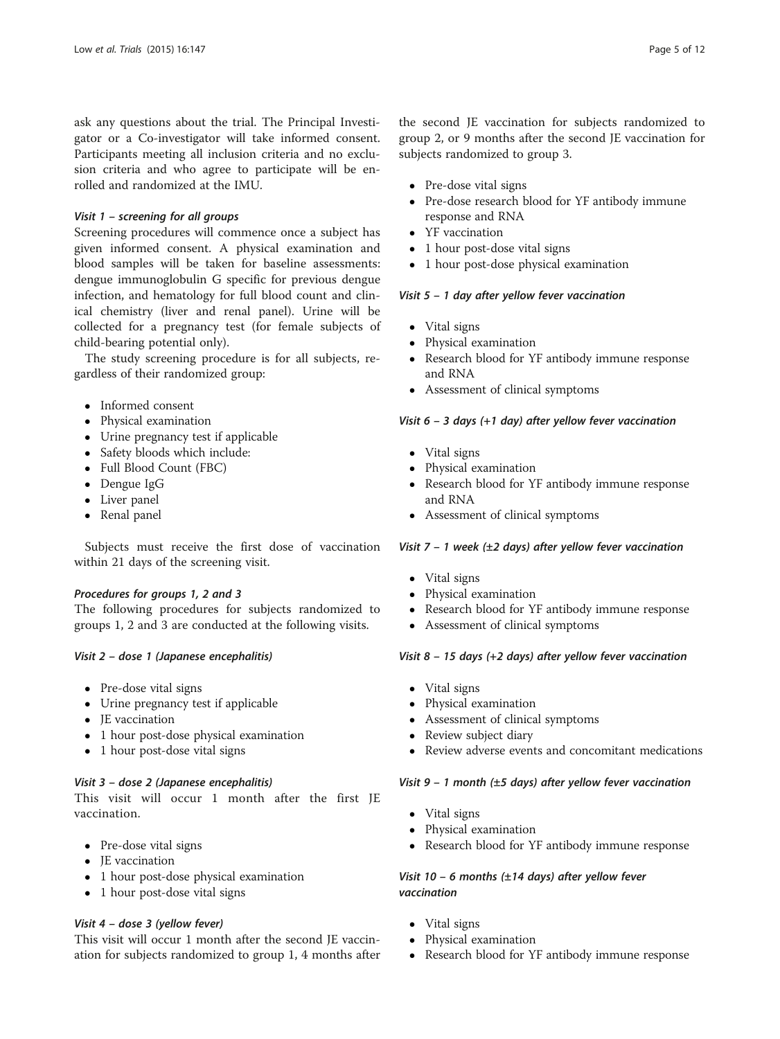ask any questions about the trial. The Principal Investigator or a Co-investigator will take informed consent. Participants meeting all inclusion criteria and no exclusion criteria and who agree to participate will be enrolled and randomized at the IMU.

#### *Visit 1 – screening for all groups*

Screening procedures will commence once a subject has given informed consent. A physical examination and blood samples will be taken for baseline assessments: dengue immunoglobulin G specific for previous dengue infection, and hematology for full blood count and clinical chemistry (liver and renal panel). Urine will be collected for a pregnancy test (for female subjects of child-bearing potential only).

The study screening procedure is for all subjects, regardless of their randomized group:

- Informed consent
- Physical examination
- Urine pregnancy test if applicable
- Safety bloods which include:
- Full Blood Count (FBC)
- Dengue IgG
- Liver panel
- Renal panel

Subjects must receive the first dose of vaccination within 21 days of the screening visit.

#### *Procedures for groups 1, 2 and 3*

The following procedures for subjects randomized to groups 1, 2 and 3 are conducted at the following visits.

#### *Visit 2 – dose 1 (Japanese encephalitis)*

- Pre-dose vital signs
- Urine pregnancy test if applicable
- JE vaccination
- 1 hour post-dose physical examination
- 1 hour post-dose vital signs

#### *Visit 3 – dose 2 (Japanese encephalitis)*

This visit will occur 1 month after the first JE vaccination.

- Pre-dose vital signs
- JE vaccination
- 1 hour post-dose physical examination
- 1 hour post-dose vital signs

#### *Visit 4 – dose 3 (yellow fever)*

This visit will occur 1 month after the second JE vaccination for subjects randomized to group 1, 4 months after the second JE vaccination for subjects randomized to group 2, or 9 months after the second JE vaccination for subjects randomized to group 3.

- Pre-dose vital signs
- Pre-dose research blood for YF antibody immune response and RNA
- YF vaccination
- 1 hour post-dose vital signs
- 1 hour post-dose physical examination

#### *Visit 5 – 1 day after yellow fever vaccination*

- Vital signs
- Physical examination
- Research blood for YF antibody immune response and RNA
- Assessment of clinical symptoms

#### *Visit 6 – 3 days (+1 day) after yellow fever vaccination*

- Vital signs
- Physical examination
- Research blood for YF antibody immune response and RNA
- Assessment of clinical symptoms

#### *Visit 7 – 1 week (±2 days) after yellow fever vaccination*

- Vital signs
- Physical examination
- Research blood for YF antibody immune response
- Assessment of clinical symptoms

#### *Visit 8 – 15 days (+2 days) after yellow fever vaccination*

- Vital signs
- Physical examination
- Assessment of clinical symptoms
- Review subject diary
- Review adverse events and concomitant medications

#### *Visit 9 – 1 month (±5 days) after yellow fever vaccination*

- Vital signs
- Physical examination
- Research blood for YF antibody immune response

#### *Visit 10 – 6 months (±14 days) after yellow fever vaccination*

- Vital signs
- Physical examination
- Research blood for YF antibody immune response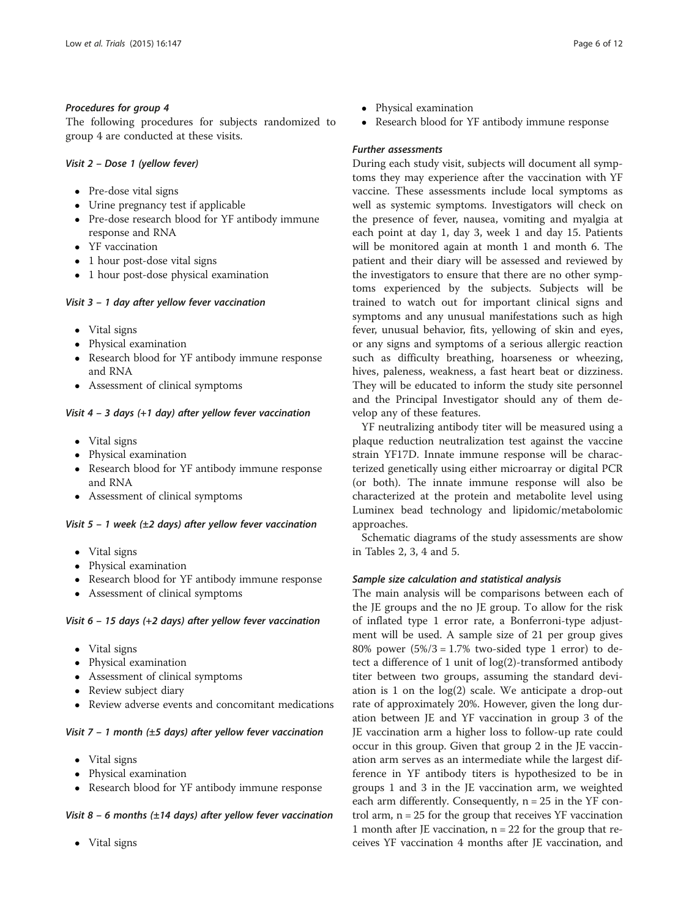#### Procedures for group 4

The following procedures for subjects randomized to group 4 are conducted at these visits.

##### Visit 2 – Dose 1 (yellow fever)

- Pre-dose vital signs
- Urine pregnancy test if applicable
- Pre-dose research blood for YF antibody immune response and RNA
- YF vaccination
- 1 hour post-dose vital signs
- 1 hour post-dose physical examination

##### Visit 3 – 1 day after yellow fever vaccination

- Vital signs
- Physical examination
- Research blood for YF antibody immune response and RNA
- Assessment of clinical symptoms

##### Visit 4 – 3 days (+1 day) after yellow fever vaccination

- Vital signs
- Physical examination
- Research blood for YF antibody immune response and RNA
- Assessment of clinical symptoms

##### Visit 5 – 1 week (±2 days) after yellow fever vaccination

- Vital signs
- Physical examination
- Research blood for YF antibody immune response
- Assessment of clinical symptoms

##### Visit 6 – 15 days (+2 days) after yellow fever vaccination

- Vital signs
- Physical examination
- Assessment of clinical symptoms
- Review subject diary
- Review adverse events and concomitant medications

##### Visit 7 – 1 month (±5 days) after yellow fever vaccination

- Vital signs
- Physical examination
- Research blood for YF antibody immune response

##### Visit 8 – 6 months (±14 days) after yellow fever vaccination

- Vital signs
- Physical examination
- Research blood for YF antibody immune response

#### Further assessments

During each study visit, subjects will document all symptoms they may experience after the vaccination with YF vaccine. These assessments include local symptoms as well as systemic symptoms. Investigators will check on the presence of fever, nausea, vomiting and myalgia at each point at day 1, day 3, week 1 and day 15. Patients will be monitored again at month 1 and month 6. The patient and their diary will be assessed and reviewed by the investigators to ensure that there are no other symptoms experienced by the subjects. Subjects will be trained to watch out for important clinical signs and symptoms and any unusual manifestations such as high fever, unusual behavior, fits, yellowing of skin and eyes, or any signs and symptoms of a serious allergic reaction such as difficulty breathing, hoarseness or wheezing, hives, paleness, weakness, a fast heart beat or dizziness. They will be educated to inform the study site personnel and the Principal Investigator should any of them develop any of these features.

YF neutralizing antibody titer will be measured using a plaque reduction neutralization test against the vaccine strain YF17D. Innate immune response will be characterized genetically using either microarray or digital PCR (or both). The innate immune response will also be characterized at the protein and metabolite level using Luminex bead technology and lipidomic/metabolomic approaches.

Schematic diagrams of the study assessments are show in Tables 2, 3, 4 and 5.

#### Sample size calculation and statistical analysis

The main analysis will be comparisons between each of the JE groups and the no JE group. To allow for the risk of inflated type 1 error rate, a Bonferroni-type adjustment will be used. A sample size of 21 per group gives 80% power (5%/3 = 1.7% two-sided type 1 error) to detect a difference of 1 unit of log(2)-transformed antibody titer between two groups, assuming the standard deviation is 1 on the log(2) scale. We anticipate a drop-out rate of approximately 20%. However, given the long duration between JE and YF vaccination in group 3 of the JE vaccination arm a higher loss to follow-up rate could occur in this group. Given that group 2 in the JE vaccination arm serves as an intermediate while the largest difference in YF antibody titers is hypothesized to be in groups 1 and 3 in the JE vaccination arm, we weighted each arm differently. Consequently, n = 25 in the YF control arm, n = 25 for the group that receives YF vaccination 1 month after JE vaccination, n = 22 for the group that receives YF vaccination 4 months after JE vaccination, and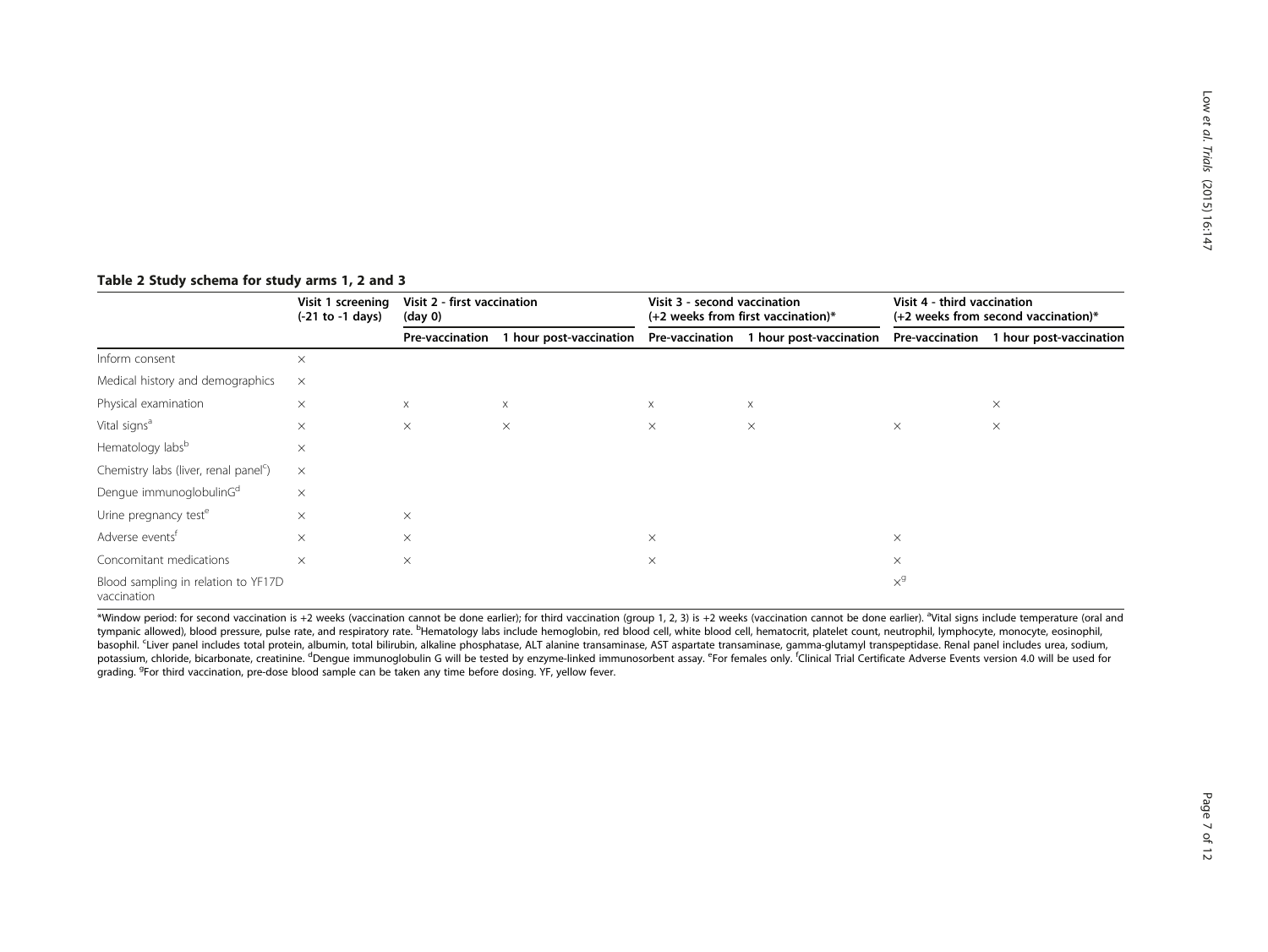**Table 2 Study schema for study arms 1, 2 and 3**

| | Visit 1 screening (-21 to -1 days) | Visit 2 - first vaccination (day 0) | | Visit 3 - second vaccination (+2 weeks from first vaccination)* | | Visit 4 - third vaccination (+2 weeks from second vaccination)* | |
|---|---|---|---|---|---|---|---|
| | | Pre-vaccination | 1 hour post-vaccination | Pre-vaccination | 1 hour post-vaccination | Pre-vaccination | 1 hour post-vaccination |
| Inform consent | × | | | | | | |
| Medical history and demographics | × | | | | | | |
| Physical examination | × | x | x | x | x | | × |
| Vital signs[a] | × | × | × | × | × | × | × |
| Hematology labs[b] | × | | | | | | |
| Chemistry labs (liver, renal panel[c]) | × | | | | | | |
| Dengue immunoglobulinG[d] | × | | | | | | |
| Urine pregnancy test[e] | × | × | | | | | |
| Adverse events[f] | × | × | | × | | × | |
| Concomitant medications | × | × | | × | | × | |
| Blood sampling in relation to YF17D vaccination | | | | | | ×[g] | |

*Window period: for second vaccination is +2 weeks (vaccination cannot be done earlier); for third vaccination (group 1, 2, 3) is +2 weeks (vaccination cannot be done earlier). [a]Vital signs include temperature (oral and tympanic allowed), blood pressure, pulse rate, and respiratory rate. [b]Hematology labs include hemoglobin, red blood cell, white blood cell, hematocrit, platelet count, neutrophil, lymphocyte, monocyte, eosinophil, basophil. [c]Liver panel includes total protein, albumin, total bilirubin, alkaline phosphatase, ALT alanine transaminase, AST aspartate transaminase, gamma-glutamyl transpeptidase. Renal panel includes urea, sodium, potassium, chloride, bicarbonate, creatinine. [d]Dengue immunoglobulin G will be tested by enzyme-linked immunosorbent assay. [e]For females only. [f]Clinical Trial Certificate Adverse Events version 4.0 will be used for grading. [g]For third vaccination, pre-dose blood sample can be taken any time before dosing. YF, yellow fever.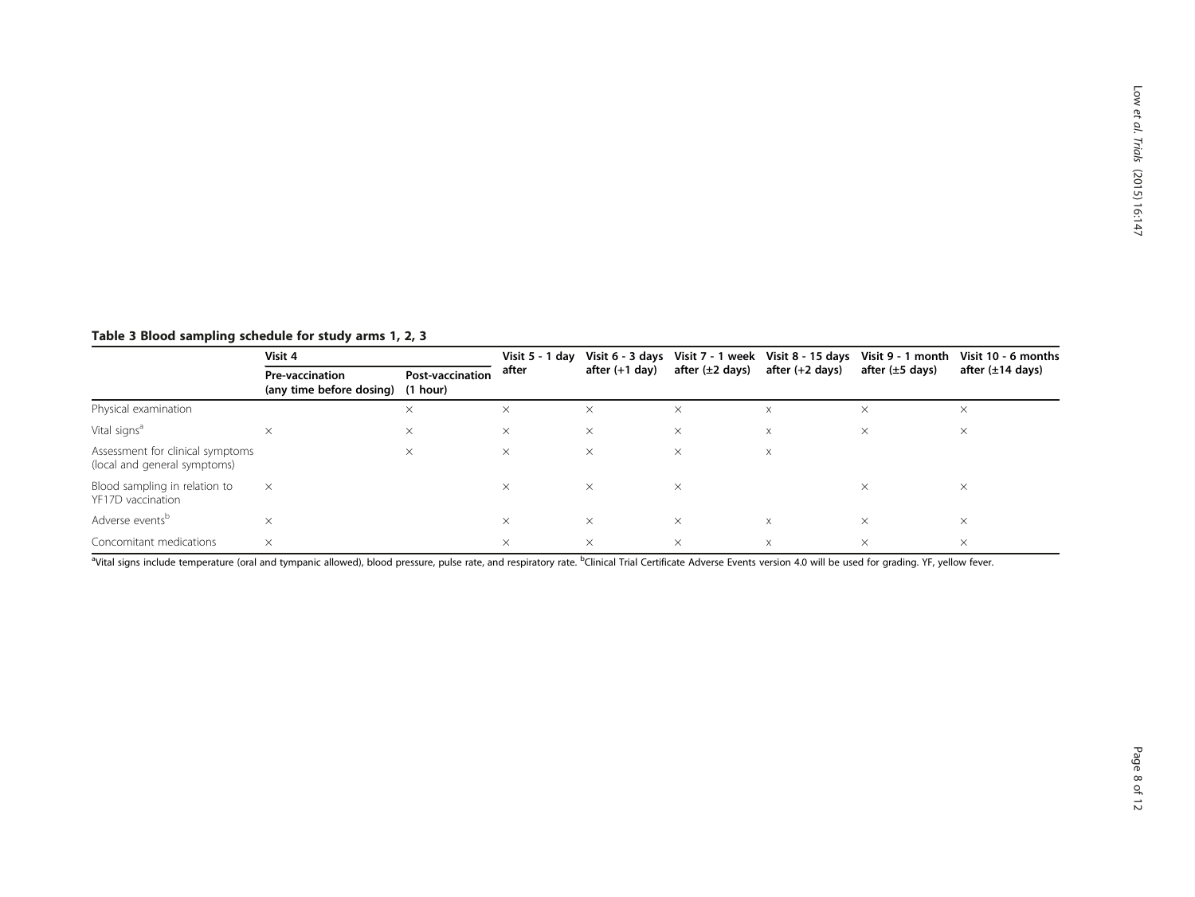**Table 3 Blood sampling schedule for study arms 1, 2, 3**

| | Visit 4 | | Visit 5 - 1 day after | Visit 6 - 3 days after (+1 day) | Visit 7 - 1 week after (±2 days) | Visit 8 - 15 days after (+2 days) | Visit 9 - 1 month after (±5 days) | Visit 10 - 6 months after (±14 days) |
|---|---|---|---|---|---|---|---|---|
| | Pre-vaccination (any time before dosing) | Post-vaccination (1 hour) | | | | | | |
| Physical examination | | × | × | × | × | × | × | × |
| Vital signs[a] | × | × | × | × | × | × | × | × |
| Assessment for clinical symptoms (local and general symptoms) | | × | × | × | × | × | | |
| Blood sampling in relation to YF17D vaccination | × | | × | × | × | | × | × |
| Adverse events[b] | × | | × | × | × | × | × | × |
| Concomitant medications | × | | × | × | × | × | × | × |

[a]Vital signs include temperature (oral and tympanic allowed), blood pressure, pulse rate, and respiratory rate. [b]Clinical Trial Certificate Adverse Events version 4.0 will be used for grading. YF, yellow fever.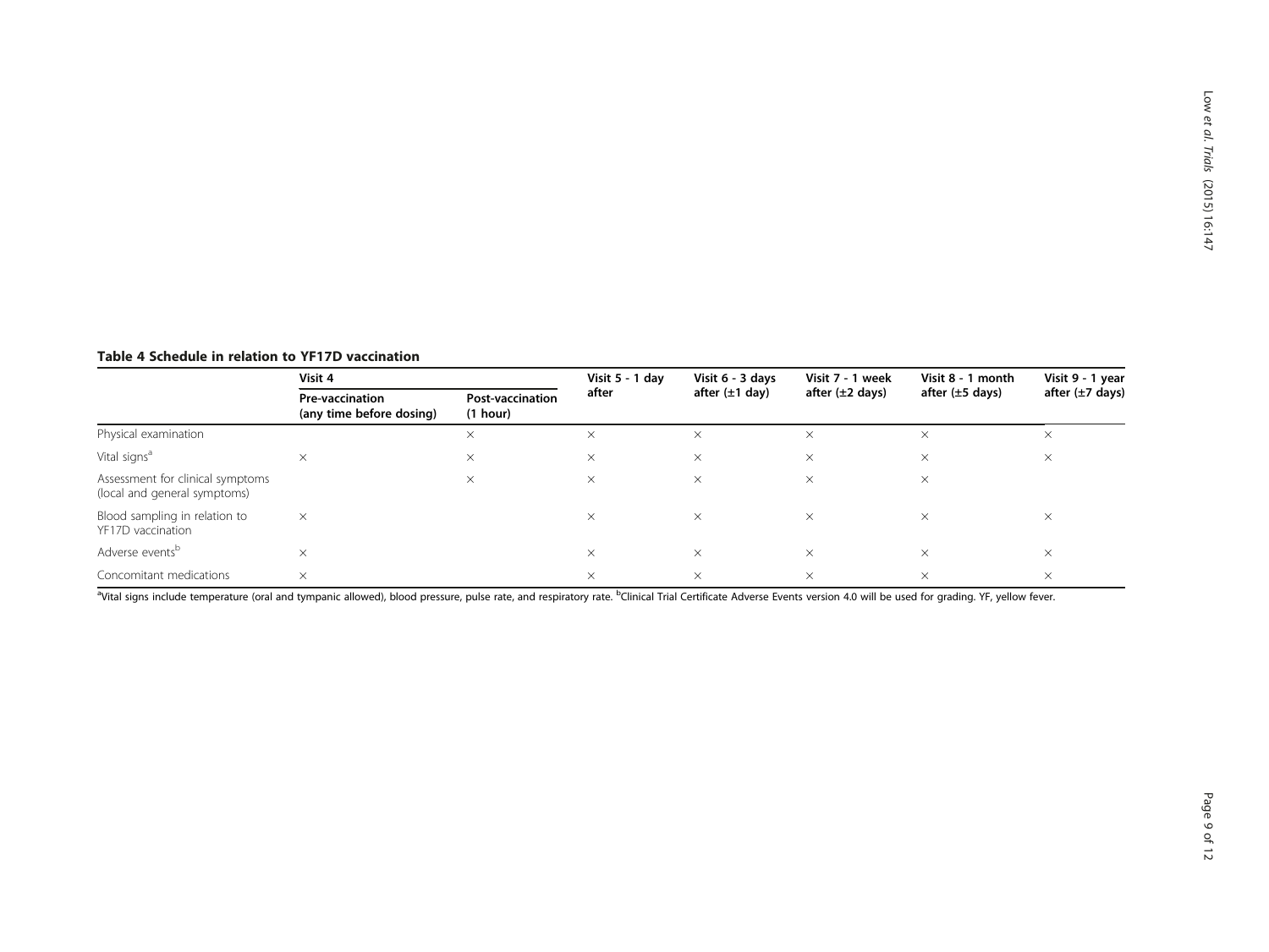**Table 4 Schedule in relation to YF17D vaccination**

| | Visit 4 | | Visit 5 - 1 day after | Visit 6 - 3 days after (±1 day) | Visit 7 - 1 week after (±2 days) | Visit 8 - 1 month after (±5 days) | Visit 9 - 1 year after (±7 days) |
|---|---|---|---|---|---|---|---|
| | Pre-vaccination (any time before dosing) | Post-vaccination (1 hour) | | | | | |
| Physical examination | | × | × | × | × | × | × |
| Vital signs[a] | × | × | × | × | × | × | × |
| Assessment for clinical symptoms (local and general symptoms) | | × | × | × | × | × | |
| Blood sampling in relation to YF17D vaccination | × | | × | × | × | × | × |
| Adverse events[b] | × | | × | × | × | × | × |
| Concomitant medications | × | | × | × | × | × | × |

[a]Vital signs include temperature (oral and tympanic allowed), blood pressure, pulse rate, and respiratory rate. [b]Clinical Trial Certificate Adverse Events version 4.0 will be used for grading. YF, yellow fever.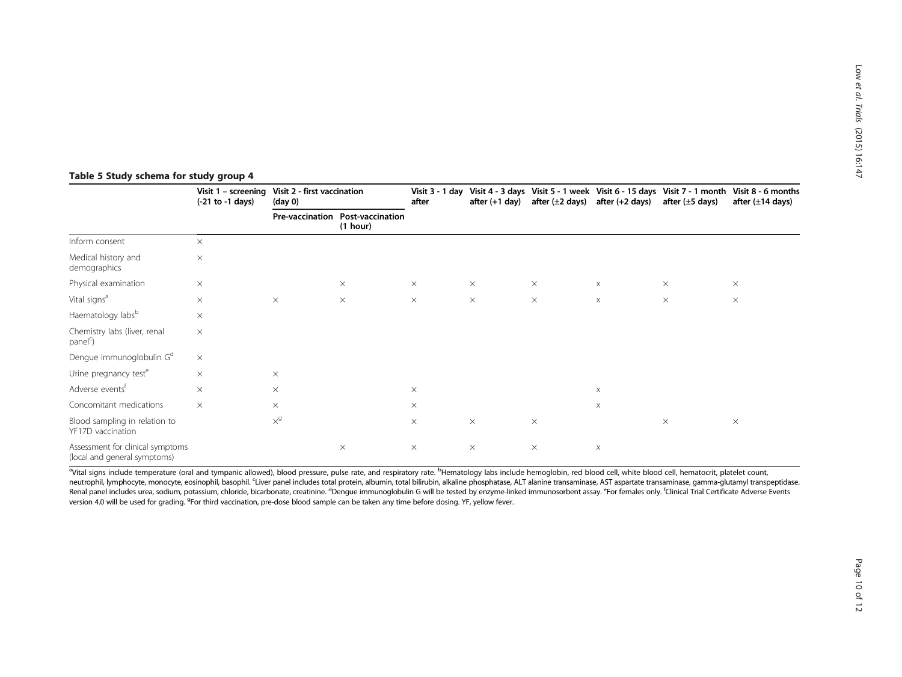**Table 5 Study schema for study group 4**

| | Visit 1 – screening (-21 to -1 days) | Visit 2 - first vaccination (day 0) | | Visit 3 - 1 day after | Visit 4 - 3 days after (+1 day) | Visit 5 - 1 week after (±2 days) | Visit 6 - 15 days after (+2 days) | Visit 7 - 1 month after (±5 days) | Visit 8 - 6 months after (±14 days) |
|---|---|---|---|---|---|---|---|---|---|
| | | Pre-vaccination | Post-vaccination (1 hour) | | | | | | |
| Inform consent | × | | | | | | | | |
| Medical history and demographics | × | | | | | | | | |
| Physical examination | × | | × | × | × | × | × | × | × |
| Vital signs[a] | × | × | × | × | × | × | × | × | × |
| Haematology labs[b] | × | | | | | | | | |
| Chemistry labs (liver, renal panel[c]) | × | | | | | | | | |
| Dengue immunoglobulin G[d] | × | | | | | | | | |
| Urine pregnancy test[e] | × | × | | | | | | | |
| Adverse events[f] | × | × | | × | | | × | | |
| Concomitant medications | × | × | | × | | | × | | |
| Blood sampling in relation to YF17D vaccination | | ×[g] | | × | × | × | | × | × |
| Assessment for clinical symptoms (local and general symptoms) | | | × | × | × | × | × | | |

[a]Vital signs include temperature (oral and tympanic allowed), blood pressure, pulse rate, and respiratory rate. [b]Hematology labs include hemoglobin, red blood cell, white blood cell, hematocrit, platelet count, neutrophil, lymphocyte, monocyte, eosinophil, basophil. [c]Liver panel includes total protein, albumin, total bilirubin, alkaline phosphatase, ALT alanine transaminase, AST aspartate transaminase, gamma-glutamyl transpeptidase. Renal panel includes urea, sodium, potassium, chloride, bicarbonate, creatinine. [d]Dengue immunoglobulin G will be tested by enzyme-linked immunosorbent assay. [e]For females only. [f]Clinical Trial Certificate Adverse Events version 4.0 will be used for grading. [g]For third vaccination, pre-dose blood sample can be taken any time before dosing. YF, yellow fever.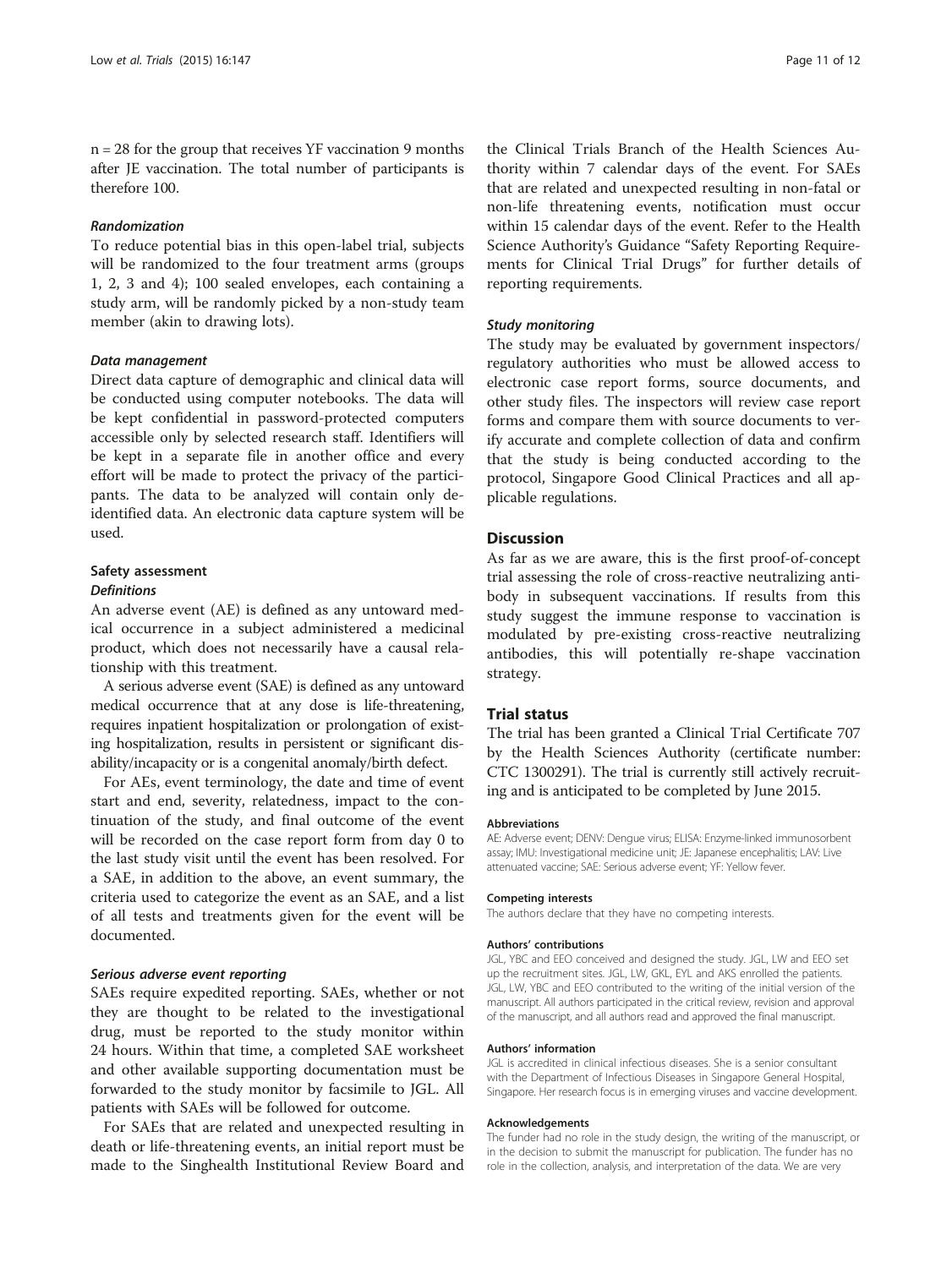n = 28 for the group that receives YF vaccination 9 months after JE vaccination. The total number of participants is therefore 100.

#### *Randomization*

To reduce potential bias in this open-label trial, subjects will be randomized to the four treatment arms (groups 1, 2, 3 and 4); 100 sealed envelopes, each containing a study arm, will be randomly picked by a non-study team member (akin to drawing lots).

#### *Data management*

Direct data capture of demographic and clinical data will be conducted using computer notebooks. The data will be kept confidential in password-protected computers accessible only by selected research staff. Identifiers will be kept in a separate file in another office and every effort will be made to protect the privacy of the participants. The data to be analyzed will contain only de-identified data. An electronic data capture system will be used.

### Safety assessment

#### *Definitions*

An adverse event (AE) is defined as any untoward medical occurrence in a subject administered a medicinal product, which does not necessarily have a causal relationship with this treatment.

A serious adverse event (SAE) is defined as any untoward medical occurrence that at any dose is life-threatening, requires inpatient hospitalization or prolongation of existing hospitalization, results in persistent or significant disability/incapacity or is a congenital anomaly/birth defect.

For AEs, event terminology, the date and time of event start and end, severity, relatedness, impact to the continuation of the study, and final outcome of the event will be recorded on the case report form from day 0 to the last study visit until the event has been resolved. For a SAE, in addition to the above, an event summary, the criteria used to categorize the event as an SAE, and a list of all tests and treatments given for the event will be documented.

#### *Serious adverse event reporting*

SAEs require expedited reporting. SAEs, whether or not they are thought to be related to the investigational drug, must be reported to the study monitor within 24 hours. Within that time, a completed SAE worksheet and other available supporting documentation must be forwarded to the study monitor by facsimile to JGL. All patients with SAEs will be followed for outcome.

For SAEs that are related and unexpected resulting in death or life-threatening events, an initial report must be made to the Singhealth Institutional Review Board and the Clinical Trials Branch of the Health Sciences Authority within 7 calendar days of the event. For SAEs that are related and unexpected resulting in non-fatal or non-life threatening events, notification must occur within 15 calendar days of the event. Refer to the Health Science Authority's Guidance "Safety Reporting Requirements for Clinical Trial Drugs" for further details of reporting requirements.

#### *Study monitoring*

The study may be evaluated by government inspectors/ regulatory authorities who must be allowed access to electronic case report forms, source documents, and other study files. The inspectors will review case report forms and compare them with source documents to verify accurate and complete collection of data and confirm that the study is being conducted according to the protocol, Singapore Good Clinical Practices and all applicable regulations.

## Discussion

As far as we are aware, this is the first proof-of-concept trial assessing the role of cross-reactive neutralizing antibody in subsequent vaccinations. If results from this study suggest the immune response to vaccination is modulated by pre-existing cross-reactive neutralizing antibodies, this will potentially re-shape vaccination strategy.

## Trial status

The trial has been granted a Clinical Trial Certificate 707 by the Health Sciences Authority (certificate number: CTC 1300291). The trial is currently still actively recruiting and is anticipated to be completed by June 2015.

#### Abbreviations

AE: Adverse event; DENV: Dengue virus; ELISA: Enzyme-linked immunosorbent assay; IMU: Investigational medicine unit; JE: Japanese encephalitis; LAV: Live attenuated vaccine; SAE: Serious adverse event; YF: Yellow fever.

#### Competing interests

The authors declare that they have no competing interests.

#### Authors' contributions

JGL, YBC and EEO conceived and designed the study. JGL, LW and EEO set up the recruitment sites. JGL, LW, GKL, EYL and AKS enrolled the patients. JGL, LW, YBC and EEO contributed to the writing of the initial version of the manuscript. All authors participated in the critical review, revision and approval of the manuscript, and all authors read and approved the final manuscript.

#### Authors' information

JGL is accredited in clinical infectious diseases. She is a senior consultant with the Department of Infectious Diseases in Singapore General Hospital, Singapore. Her research focus is in emerging viruses and vaccine development.

#### Acknowledgements

The funder had no role in the study design, the writing of the manuscript, or in the decision to submit the manuscript for publication. The funder has no role in the collection, analysis, and interpretation of the data. We are very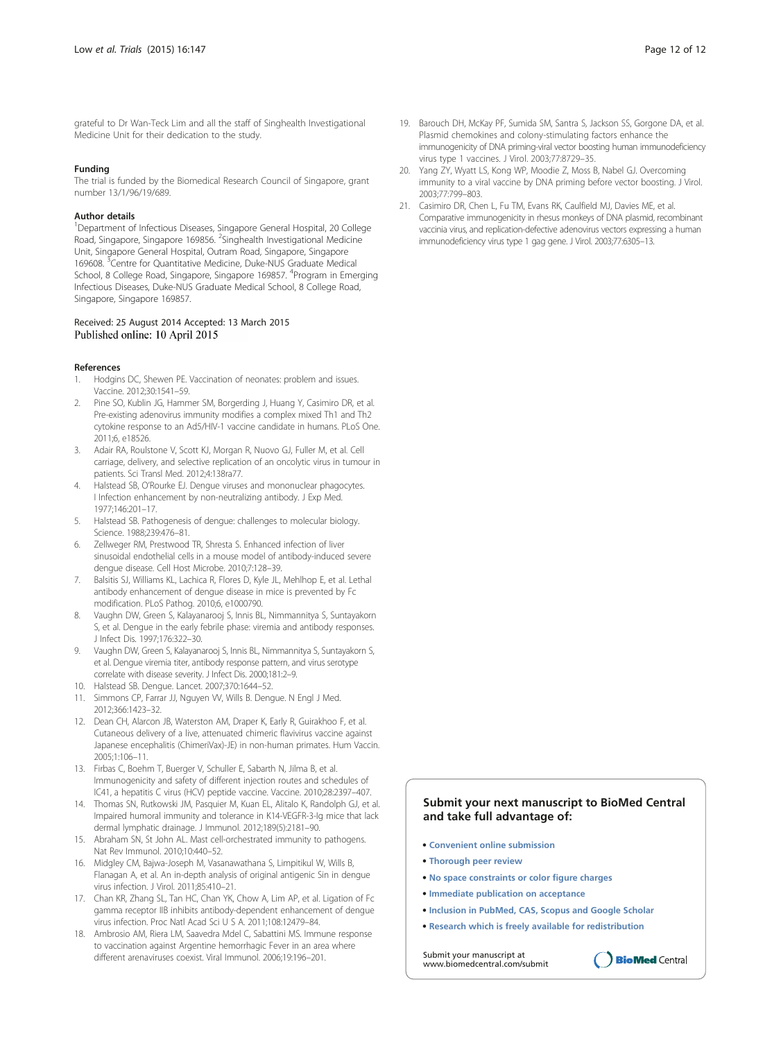grateful to Dr Wan-Teck Lim and all the staff of Singhealth Investigational Medicine Unit for their dedication to the study.

### Funding

The trial is funded by the Biomedical Research Council of Singapore, grant number 13/1/96/19/689.

### Author details

[1]Department of Infectious Diseases, Singapore General Hospital, 20 College Road, Singapore, Singapore 169856. [2]Singhealth Investigational Medicine Unit, Singapore General Hospital, Outram Road, Singapore, Singapore 169608. [3]Centre for Quantitative Medicine, Duke-NUS Graduate Medical School, 8 College Road, Singapore, Singapore 169857. [4]Program in Emerging Infectious Diseases, Duke-NUS Graduate Medical School, 8 College Road, Singapore, Singapore 169857.

Received: 25 August 2014 Accepted: 13 March 2015
Published online: 10 April 2015

### References

1. Hodgins DC, Shewen PE. Vaccination of neonates: problem and issues. Vaccine. 2012;30:1541–59.
2. Pine SO, Kublin JG, Hammer SM, Borgerding J, Huang Y, Casimiro DR, et al. Pre-existing adenovirus immunity modifies a complex mixed Th1 and Th2 cytokine response to an Ad5/HIV-1 vaccine candidate in humans. PLoS One. 2011;6, e18526.
3. Adair RA, Roulstone V, Scott KJ, Morgan R, Nuovo GJ, Fuller M, et al. Cell carriage, delivery, and selective replication of an oncolytic virus in tumour in patients. Sci Transl Med. 2012;4:138ra77.
4. Halstead SB, O'Rourke EJ. Dengue viruses and mononuclear phagocytes. I Infection enhancement by non-neutralizing antibody. J Exp Med. 1977;146:201–17.
5. Halstead SB. Pathogenesis of dengue: challenges to molecular biology. Science. 1988;239:476–81.
6. Zellweger RM, Prestwood TR, Shresta S. Enhanced infection of liver sinusoidal endothelial cells in a mouse model of antibody-induced severe dengue disease. Cell Host Microbe. 2010;7:128–39.
7. Balsitis SJ, Williams KL, Lachica R, Flores D, Kyle JL, Mehlhop E, et al. Lethal antibody enhancement of dengue disease in mice is prevented by Fc modification. PLoS Pathog. 2010;6, e1000790.
8. Vaughn DW, Green S, Kalayanarooj S, Innis BL, Nimmannitya S, Suntayakorn S, et al. Dengue in the early febrile phase: viremia and antibody responses. J Infect Dis. 1997;176:322–30.
9. Vaughn DW, Green S, Kalayanarooj S, Innis BL, Nimmannitya S, Suntayakorn S, et al. Dengue viremia titer, antibody response pattern, and virus serotype correlate with disease severity. J Infect Dis. 2000;181:2–9.
10. Halstead SB. Dengue. Lancet. 2007;370:1644–52.
11. Simmons CP, Farrar JJ, Nguyen VV, Wills B. Dengue. N Engl J Med. 2012;366:1423–32.
12. Dean CH, Alarcon JB, Waterston AM, Draper K, Early R, Guirakhoo F, et al. Cutaneous delivery of a live, attenuated chimeric flavivirus vaccine against Japanese encephalitis (ChimeriVax)-JE) in non-human primates. Hum Vaccin. 2005;1:106–11.
13. Firbas C, Boehm T, Buerger V, Schuller E, Sabarth N, Jilma B, et al. Immunogenicity and safety of different injection routes and schedules of IC41, a hepatitis C virus (HCV) peptide vaccine. Vaccine. 2010;28:2397–407.
14. Thomas SN, Rutkowski JM, Pasquier M, Kuan EL, Alitalo K, Randolph GJ, et al. Impaired humoral immunity and tolerance in K14-VEGFR-3-Ig mice that lack dermal lymphatic drainage. J Immunol. 2012;189(5):2181–90.
15. Abraham SN, St John AL. Mast cell-orchestrated immunity to pathogens. Nat Rev Immunol. 2010;10:440–52.
16. Midgley CM, Bajwa-Joseph M, Vasanawathana S, Limpitikul W, Wills B, Flanagan A, et al. An in-depth analysis of original antigenic Sin in dengue virus infection. J Virol. 2011;85:410–21.
17. Chan KR, Zhang SL, Tan HC, Chan YK, Chow A, Lim AP, et al. Ligation of Fc gamma receptor IIB inhibits antibody-dependent enhancement of dengue virus infection. Proc Natl Acad Sci U S A. 2011;108:12479–84.
18. Ambrosio AM, Riera LM, Saavedra Mdel C, Sabattini MS. Immune response to vaccination against Argentine hemorrhagic Fever in an area where different arenaviruses coexist. Viral Immunol. 2006;19:196–201.
19. Barouch DH, McKay PF, Sumida SM, Santra S, Jackson SS, Gorgone DA, et al. Plasmid chemokines and colony-stimulating factors enhance the immunogenicity of DNA priming-viral vector boosting human immunodeficiency virus type 1 vaccines. J Virol. 2003;77:8729–35.
20. Yang ZY, Wyatt LS, Kong WP, Moodie Z, Moss B, Nabel GJ. Overcoming immunity to a viral vaccine by DNA priming before vector boosting. J Virol. 2003;77:799–803.
21. Casimiro DR, Chen L, Fu TM, Evans RK, Caulfield MJ, Davies ME, et al. Comparative immunogenicity in rhesus monkeys of DNA plasmid, recombinant vaccinia virus, and replication-defective adenovirus vectors expressing a human immunodeficiency virus type 1 gag gene. J Virol. 2003;77:6305–13.

**Submit your next manuscript to BioMed Central and take full advantage of:**

- Convenient online submission
- Thorough peer review
- No space constraints or color figure charges
- Immediate publication on acceptance
- Inclusion in PubMed, CAS, Scopus and Google Scholar
- Research which is freely available for redistribution

Submit your manuscript at www.biomedcentral.com/submit

BioMed Central